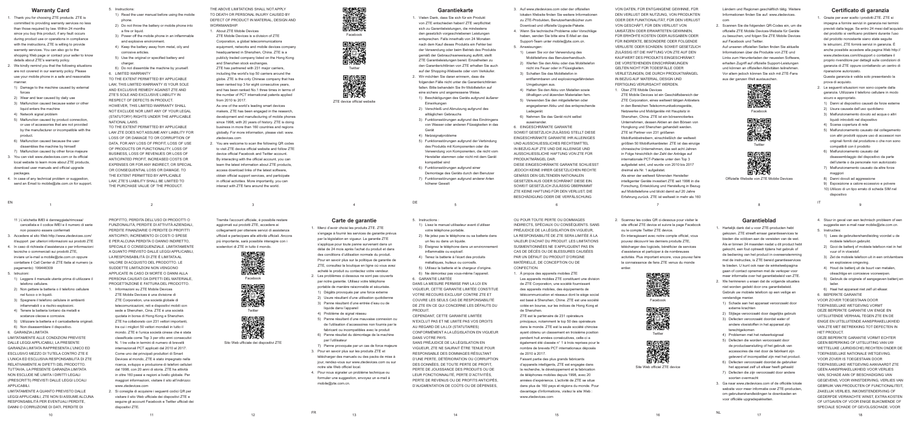# Warranty Card

1. Thank you for choosing ZTE products. ZTE is committed to providing warranty services no less than those required by law. Within 24 months since you buy this product, if any fault occurs during product use or operations in compliance with the instructions, ZTE is willing to provide warranty services. You can also go to the shopping Web page or contact your seller to know details about ZTE's warranty policy.
2. We kindly remind you that the following situations are not covered in our warranty policy. Please use your mobile phone in a safe and reasonable manner.
   1) Damage to the machine caused by external forces
   2) Wear and tear caused by daily use
   3) Malfunction caused because water or other liquid enters the machine
   4) Network signal problem
   5) Malfunction caused by product connection, or use of accessories that are not provided by the manufacturer or incompatible with the product.
   6) Malfunction caused because the user disassembles the machine by himself
   7) Malfunction caused by other force majeure
3. You can visit www.ztedevices.com or its official local website to learn more about ZTE products, download user manuals and official upgrade packages.
4. In case of any technical problem or suggestion, send an Email to mobile@zte.com.cn for support.
5. Instructions:
   1) Read the user manual before using the mobile phone.
   2) Do not throw the battery or mobile phone into a fire or liquid.
   3) Power off the mobile phone in an inflammable and explosive environment.
   4) Keep the battery away from metal, oily and corrosive articles.
   5) Use the original or specified battery and charger.
   6) Do not dismantle the machine by yourself.
6. LIMITED WARRANTY

TO THE EXTENT PERMITTED BY APPLICABLE LAW, THIS LIMITED WARRANTY IS YOUR SOLE AND EXCLUSIVE REMEDY AGAINST ZTE AND ZTE'S SOLE AND EXCLUSIVE LIABILITY IN RESPECT OF DEFECTS IN PRODUCT. HOWEVER, THIS LIMITED WARRANTY SHALL NOT EXCLUDE NOR LIMIT ANY OF YOUR LEGAL (STATUTORY) RIGHTS UNDER THE APPLICABLE NATIONAL LAWS.

TO THE EXTENT PERMITTED BY APPLICABLE LAW ZTE DOES NOT ASSUME ANY LIABILITY FOR LOSS OF OR DAMAGE TO OR CORRUPTION OF DATA, FOR ANY LOSS OF PROFIT, LOSS OF USE OF PRODUCTS OR FUNCTIONALITY, LOSS OF BUSINESS, LOSS OF REVENUES OR LOSS OF ANTICIPATED PROFIT, INCREASED COSTS OR EXPENSES OR FOR ANY INDIRECT, OR SPECIAL OR CONSEQUENTIAL LOSS OR DAMAGE. TO THE EXTENT PERMITTED BY APPLICABLE LAW, ZTE'S LIABILITY SHALL BE LIMITED TO THE PURCHASE VALUE OF THE PRODUCT.

THE ABOVE LIMITATIONS SHALL NOT APPLY TO DEATH OR PERSONAL INJURY CAUSED BY DEFECT OF PRODUCT IN MATERIAL, DESIGN AND WORKMANSHIP.

1. About ZTE Mobile Devices

ZTE Mobile Devices is a division of ZTE Corporation, a global telecommunications equipment, networks and mobile devices company headquartered in Shenzhen, China. ZTE is a publicly traded company listed on the Hong Kong and Shenzhen stock exchanges.

ZTE has partnered with 231 major carriers, including the world's top 50 carriers around the globe. ZTE is the only Chinese company that has been ranked top 3 for eight consecutive years, and has been ranked No.1 three times in terms of the number of PCT international patents applied from 2010 to 2017.

As one of the world's leading smart devices makers, ZTE has been engaged in the research, development and manufacturing of mobile phones since 1998, with 20 years of history. ZTE is doing business in more than 160 countries and regions globally. For more information, please visit: www.ztedevices.com

2. You are welcome to scan the following QR codes to visit ZTE device official website and follow ZTE device official Facebook and Twitter account. By interacting with the official account, you can learn the latest information about ZTE products, access download links of the latest software, obtain official support services, and participate in official activities. More importantly, you can interact with ZTE fans around the world.

Facebook

Twitter

ZTE device official website

# Garantiekarte

1. Vielen Dank, dass Sie sich für ein Produkt von ZTE entschieden haben! ZTE verpflichtet sich zu Garantieleistungen, die mindestens den gesetzlich vorgeschriebenen Leistungen entsprechen. Falls innerhalb von 24 Monaten nach dem Kauf dieses Produkts ein Fehler bei der Verwendung oder beim Betrieb des Geräts gemäß der Gebrauchsanweisung auftritt, stellt ZTE Garantieleistungen bereit. Einzelheiten zu den Garantierichtlinien von ZTE erhalten Sie auch auf der Shopping-Webseite oder vom Verkäufer.
2. Wir möchten Sie daran erinnern, dass die folgenden Fälle nicht unter die Garantierichtlinien fallen. Bitte behandeln Sie Ihr Mobiltelefon auf eine sichere und angemessene Weise.
   1) Beschädigungen des Geräts aufgrund äußerer Einwirkungen
   2) Verschleiß und Abnutzung aufgrund des alltäglichen Gebrauchs
   3) Funktionsstörungen aufgrund des Eindringens von Wasser oder anderen Flüssigkeiten in das Gerät
   4) Netzsignalprobleme
   5) Funktionsstörungen aufgrund der Verbindung des Produkts mit Komponenten oder die Verwendung von Komponenten, die nicht vom Hersteller stammen oder nicht mit dem Gerät kompatibel sind
   6) Funktionsstörungen aufgrund einer Demontage des Geräts durch den Benutzer
   7) Funktionsstörungen aufgrund anderer Arten höherer Gewalt
3. Auf www.ztedevices.com oder der offiziellen lokalen Website finden Sie weitere Informationen zu ZTE-Produkten, Benutzerhandbücher zum Download und offizielle Upgrade-Pakete.
4. Wenn Sie technische Probleme oder Vorschläge haben, senden Sie bitte eine E-Mail an das Support-Team unter mobile@zte.com.cn.
5. Anweisungen:
   1) Lesen Sie vor der Verwendung des Mobiltelefons das Benutzerhandbuch.
   2) Werfen Sie den Akku oder das Mobiltelefon nicht ins Feuer oder in Flüssigkeiten.
   3) Schalten Sie das Mobiltelefon in entflammbaren und explosionsgefährdeten Umgebungen aus.
   4) Halten Sie den Akku von Metallen sowie ölhaltigen und ätzenden Materialien fern.
   5) Verwenden Sie den mitgelieferten oder angegebenen Akku und das entsprechende Ladegerät.
   6) Nehmen Sie das Gerät nicht selbst auseinander.
6. EINGESCHRÄNKTE GARANTIE

SOWEIT GESETZLICH ZULÄSSIG STELLT DIESE EINGESCHRÄNKTE GARANTIE IHR ALLEINIGES UND AUSSCHLIESSLICHES RECHTSMITTEL IN BEZUG AUF ZTE UND DIE ALLEINIGE UND AUSSCHLIESSLICHE HAFTUNG VON ZTE FÜR PRODUKTMÄNGEL DAR.

DIESE EINGESCHRÄNKTE GARANTIE SCHLIESST JEDOCH KEINE IHRER GESETZLICHEN RECHTE GEMÄSS DEN GELTENDEN NATIONALEN GESETZEN AUS ODER SCHRÄNKT DIESE EIN. SOWEIT GESETZLICH ZULÄSSIG ÜBERNIMMT ZTE KEINE HAFTUNG FÜR DEN VERLUST, DIE BESCHÄDIGUNG ODER DIE VERFÄLSCHUNG VON DATEN, FÜR ENTGANGENE GEWINNE, FÜR DEN VERLUST DER NUTZUNG, VON PRODUKTEN ODER DER FUNKTIONALITÄT, FÜR DEN VERLUST VON GESCHÄFTEN, FÜR DEN VERLUST VON UMSÄTZEN ODER ERWARTETEN GEWINNEN, FÜR ERHÖHTE KOSTEN ODER AUSGABEN ODER FÜR INDIREKTE, BESONDERE ODER FOLGENDE VERLUSTE ODER SCHÄDEN. SOWEIT GESETZLICH ZULÄSSIG IST DIE HAFTUNG VON ZTE AUF DEN KAUFWERT DES PRODUKTS EINGESCHRÄNKT. DIE VORSTEHENDEN EINSCHRÄNKUNGEN GELTEN NICHT FÜR TODESFÄLLE ODER VERLETZUNGEN, DIE DURCH PRODUKTMÄNGEL IN BEZUG AUF MATERIAL, DESIGN UND FERTIGUNG VERURSACHT WERDEN.

1. Über ZTE Mobile Devices

ZTE Mobile Devices ist ein Geschäftsbereich der ZTE Corporation, eines weltweit tätigen Anbieters in den Bereichen Telekommunikationsgeräte, Netzwerke und Mobilgeräte mit Hauptsitz in Shenzhen, China. ZTE ist ein börsennotiertes Unternehmen, dessen Aktien an den Börsen von Hongkong und Shenzhen gehandelt werden.

ZTE ist Partner von 231 größeren Mobilfunkbetreibern, einschließlich der weltweit größten 50 Mobilfunkbetreiber. ZTE ist das einzige chinesische Unternehmen, das seit acht Jahren in Folge hinsichtlich der Zahl der Anträge auf internationale PCT-Patente unter den Top 3 aufgelistet wird, und wurde von 2010 bis 2017 dreimal als Nr. 1 aufgelistet.

Als einer der weltweit führenden Hersteller intelligenter Geräte investiert ZTE seit 1998 in die Forschung, Entwicklung und Herstellung in Bezug auf Mobiltelefone und blickt damit auf 20 Jahre Erfahrung zurück. ZTE ist weltweit in mehr als 160 Ländern und Regionen geschäftlich tätig. Weitere Informationen finden Sie auf: www.ztedevices.com

2. Scannen Sie die folgenden QR-Codes ein, um die offizielle ZTE Mobile Devices-Website für Geräte zu besuchen, und folgen Sie ZTE Mobile Devices auf Facebook und Twitter.

Auf unseren offiziellen Seiten finden Sie aktuelle Informationen über die Produkte von ZTE und Links zum Herunterladen der neuesten Software, erhalten Zugriff auf offizielle Support-Leistungen und können an offiziellen Aktivitäten teilnehmen. Vor allem jedoch können Sie sich mit ZTE-Fans aus der ganzen Welt austauschen.

Facebook

Twitter

Offizielle Website von ZTE Mobile Devices

# Certificato di garanzia

1. Grazie per aver scelto i prodotti ZTE. ZTE si impegna a fornire servizi in garanzia nei termini previsti dalla legge. Se entro 24 mesi dall'acquisto del prodotto si verificano problemi durante l'uso del prodotto nonostante siano state seguite le istruzioni, ZTE fornirà servizi in garanzia. È anche possibile accedere alla pagina Web http://www.ztedevices.com/it/support o contattare il proprio rivenditore per dettagli sulle condizioni di garanzia di ZTE oppure contattando un centro di riparazione autorizzato.

Questa garanzia è valida solo presentando la prova di acquisto.

2. Le seguenti situazioni non sono coperte dalla garanzia. Utilizzare il telefono cellulare in modo sicuro e appropriato.
   1) Danni al dispositivo causati da forze esterne
   2) Usura causata dall'uso quotidiano
   3) Malfunzionamento dovuto ad acqua o altri liquidi introdotti nel dispositivo
   4) Scarsa copertura di rete
   5) Malfunzionamento causato dal collegamento con altri prodotti oppure uso di accessori non originali forniti dal produttore o che non sono compatibili con il prodotto
   6) Malfunzionamento causato dal disassemblaggio del dispositivo da parte dell'utente o da personale non autorizzato
   7) Malfunzionamento causato da altre forze maggiori
   8) Danni dovuti ad aggressione
   9) Esposizione a calore eccessivo e polvere
   10) Utilizzo di un tipo errato di scheda SIM nel dispositivo
   11) L'etichetta IMEI è danneggiata/rimossa/cancellata e il codice IMEI e il numero di serie non possono essere confermati
3. Accedere al sito Web http://www.ztedevices.com/it/support per ulteriori informazioni sui prodotti ZTE
4. In caso di richiesta d'assistenza o per informazioni tecniche o commerciali sui prodotti ZTE, inviare un'e-mail a mobile@zte.com.cn oppure contattare il Call Center di ZTE Italia al numero (a pagamento): 199446309
5. Istruzioni:
   1) Leggere il manuale utente prima di utilizzare il telefono cellulare.
   2) Non gettare la batteria o il telefono cellulare nel fuoco o in liquidi.
   3) Spegnere il telefono cellulare in ambienti infiammabili o a rischio esplosioni.
   4) Tenere la batteria lontano da metalli e sostanze oleose e corrosive.
   5) Utilizzare la batteria e il caricabatteria originali.
   6) Non disassemblare il dispositivo.
6. GARANZIA LIMITATA

LIMITATAMENTE ALLE CONDIZIONI PREVISTE DALLE LEGGI APPLICABILI, LA PRESENTE GARANZIA LIMITATA RAPPRESENTA L'UNICO ED ESCLUSIVO MEZZO DI TUTELA CONTRO ZTE E L'UNICA ED ESCLUSIVA RESPONSABILITÀ DI ZTE RELATIVAMENTE AI DIFETTI DEL PRODOTTO. TUTTAVIA, LA PRESENTE GARANZIA LIMITATA NON ESCLUDE NÉ LIMITA I DIRITTI LEGALI (PRESCRITTI) PREVISTI DALLE LEGGI LOCALI APPLICABILI.

LIMITATAMENTE A QUANTO PREVISTO DALLE LEGGI APPLICABILI, ZTE NON SI ASSUME ALCUNA RESPONSABILITÀ PER EVENTUALI PERDITE, DANNI O CORRUZIONE DI DATI, PERDITE DI PROFITTO, PERDITA DELL'USO DI PRODOTTI O FUNZIONALITÀ, PERDITE DI ATTIVITÀ AZIENDALI, PERDITE FINANZIARIE O PERDITE DI PROFITTI ANTICIPATI, INCREMENTO DI COSTI O SPESE E PER ALCUNA PERDITA O DANNO INDIRETTO, SPECIALE O CONSEQUENZIALE. LIMITATAMENTE A QUANTO PREVISTO DALLE LEGGI APPLICABILI, LA RESPONSABILITÀ DI ZTE È LIMITATA AL VALORE DI ACQUISTO DEL PRODOTTO. LE SUDDETTE LIMITAZIONI NON VENGONO APPLICATE IN CASO DI MORTE O DANNI ALLA PERSONA CAUSATI DA DIFETTI DEL MATERIALE, PROGETTAZIONE E FATTURA DEL PRODOTTO.

1. Informazioni su ZTE Mobile Devices

ZTE Mobile Devices è una divisione di ZTE Corporation, una società globale di telecomunicazioni, reti e dispositivi mobili con sede a Shenzhen, Cina. ZTE è una società quotata in borsa di Hong Kong e Shenzhen.

ZTE ha collaborato con 231 vettori importanti, tra cui i migliori 50 vettori mondiali in tutto il mondo. ZTE è l'unica società cinese che è stata classificata come Top 3 per otto anni consecutivi N. 1 tre volte in termini di numero di brevetti internazionali PCT applicati dal 2010 al 2017.

Come uno dei principali produttori di Smart Devices al mondo, ZTE è stato impegnato nella ricerca, sviluppo e produzione di telefoni cellulari dal 1998, con 20 anni di storia. ZTE ha attività in oltre 160 paesi e regioni a livello globale. Per maggiori informazioni, visitare il sito all'indirizzo: www.ztedevices.com

2. Si consiglia di acquisire i seguenti codici QR per visitare il sito Web ufficiale dei dispositivi ZTE e seguire gli account Facebook e Twitter ufficiali dei dispositivi ZTE.

Tramite l'account ufficiale, è possibile restare aggiornati sui prodotti ZTE, accedere ai collegamenti per ottenere servizi di assistenza ufficiali e partecipare alle attività ufficiali. Ancora più importante, sarà possibile interagire con i sostenitori di ZTE in tutto il mondo.

Facebook

Twitter

Sito Web ufficiale del dispositivi ZTE

# Carte de garantie

1. Merci d'avoir choisi les produits ZTE. ZTE s'engage à fournir les services de garantie prévus par la législation en vigueur. La garantie ZTE s'applique pour toute panne survenant dans un délai de 24 mois après l'achat du produit et dans des conditions d'utilisation normale du produit. Pour en savoir plus sur la politique de garantie de ZTE, consultez la boutique en ligne où vous avez acheté le produit ou contactez votre vendeur.
2. Les problèmes ci-dessous ne sont pas couverts par notre garantie. Utilisez votre téléphone portable de manière raisonnable et sécurisée.
   1) Dégâts provoqués par une force externe
   2) Usure résultant d'une utilisation quotidienne
   3) Panne résultant d'une entrée d'eau ou de liquide dans l'appareil
   4) Problème de signal réseau
   5) Panne résultant d'une mauvaise connexion ou de l'utilisation d'accessoires non fournis par le fabricant ou incompatibles avec le produit
   6) Panne résultant du démontage de la machine par l'utilisateur
   7) Panne provoquée par un cas de force majeure
3. Pour en savoir plus sur les produits ZTE et télécharger des manuels ou des packs de mise à jour, rendez-vous sur www.ztedevices.com ou notre site Web officiel local.
4. Pour nous signaler un problème technique ou formuler une suggestion, envoyez un e-mail à mobile@zte.com.cn.
5. Instructions :
   1) Lisez le manuel utilisateur avant d'utiliser votre téléphone portable.
   2) Ne jetez pas le téléphone ou sa batterie dans un feu ou dans un liquide.
   3) Éteignez le téléphone dans un environnement inflammable ou explosif.
   4) Tenez la batterie à l'écart des produits métalliques, huileux ou corrosifs.
   5) Utilisez la batterie et le chargeur d'origine.
   6) Ne démontez pas vous-même l'appareil.
6. GARANTIE LIMITÉE

DANS LA MESURE PERMISE PAR LA LOI EN VIGUEUR, CETTE GARANTIE LIMITÉE CONSTITUE VOTRE RECOURS EXCLUSIF CONTRE ZTE ET COUVRE LES SEULS CAS DE RESPONSABILITÉ DE ZTE EN CE QUI CONCERNE LES DÉFAUTS DU PRODUIT.

CEPENDANT, CETTE GARANTIE LIMITÉE N'EXCLUT PAS ET NE LIMITE PAS VOS DROITS AU REGARD DE LA LOI (STATUTAIRES) CONFORMÉMENT À LA LÉGISLATION EN VIGUEUR DANS VOTRE PAYS.

SANS PRÉJUDICE DE LA LÉGISLATION EN VIGUEUR, ZTE NE SAURAIT ÊTRE TENUE POUR RESPONSABLE DES DOMMAGES RÉSULTANT D'UNE PERTE, DÉTÉRIORATION OU CORRUPTION DES DONNÉES, DE TOUTE PERTE DE PROFIT, PERTE DE JOUISSANCE DES PRODUITS OU DE LEUR FONCTIONNALITÉ, PERTE D'ACTIVITÉS, PERTE DE REVENUS OU DE PROFITS ANTICIPÉS, D'AUGMENTATION DE COÛTS OU DE DÉPENSES, OU POUR TOUTE PERTE OU DOMMAGES INDIRECTS, SPÉCIAUX OU CONSÉQUENTS. SANS PRÉJUDICE DE LA LÉGISLATION EN VIGUEUR, LA RESPONSABILITÉ DE ZTE SERA LIMITÉE À LA VALEUR D'ACHAT DU PRODUIT. LES LIMITATIONS SUSMENTIONNÉES NE S'APPLIQUENT PAS EN CAS DE DÉCÈS OU DE BLESSURES CAUSÉES PAR UN DÉFAUT DU PRODUIT D'ORIGINE MATÉRIELLE, DE CONCEPTION OU DE CONFECTION.

1. À propos des appareils mobiles ZTE

Les appareils mobiles ZTE constituent une division de ZTE Corporation, une société fournissant des appareils mobiles, des équipements de télécommunication et réseaux dont le siège social est basé à Shenzhen, Chine. ZTE est une société cotée en bourse, sur les indices de Hong Kong et de Shenzhen.

ZTE est le partenaire de 231 opérateurs principaux, notamment le top 50 des opérateurs dans le monde. ZTE est la seule société chinoise ayant obtenu un classement en troisième position pendant huit années consécutives, celle-ci a également été classée n° 1 à trois reprises pour le nombre de brevets PCT internationaux déposés de 2010 à 2017.

Faisant partie des plus grands fabricants d'appareils intelligents, ZTE est engagée dans la recherche, le développement et la fabrication de téléphones mobiles depuis 1998, avec 20 années d'expérience. L'activité de ZTE se situe dans plus de 160 pays et régions du monde. Pour davantage d'informations, visitez le site Web : www.ztedevices.com

2. Scannez les codes QR ci-dessous pour visiter le site officiel ZTE device et suivre la page Facebook ou le compte Twitter ZTE device.

En interagissant avec notre compte officiel, vous pouvez découvrir les derniers produits ZTE, télécharger des logiciels, bénéficier de services d'assistance et participer à de nombreuses activités. Plus important encore, vous pouvez faire la connaissance de fans ZTE venus du monde entier.

Facebook

Twitter

Site Web officiel ZTE device

# Garantieblad

1. Hartelijk dank dat u voor ZTE-producten hebt gekozen. ZTE streeft ernaar garantieservices te bieden die voldoen aan de vereisten van de wet. Als er binnen 24 maanden nadat u dit product hebt gekocht, een fout optreedt tijdens het gebruik of de bediening van het product in overeenstemming met de instructies, is ZTE bereid garantieservices te bieden. U kunt ook naar de winkelwebpagina gaan of contact opnemen met de verkoper voor meer informatie over het garantiebeleid van ZTE.
2. We herinneren u eraan dat de volgende situaties niet worden gedekt door ons garantiebeleid. Gebruik uw mobiele telefoon op een veilige en verstandige manier.
   1) Schade aan het apparaat veroorzaakt door externe krachten
   2) Slijtage veroorzaakt door dagelijks gebruik
   3) Defecten veroorzaakt doordat water of andere vloeistoffen in het apparaat zijn terechtgekomen
   4) Problemen met het netwerksignaal
   5) Defecten die worden veroorzaakt door de productaansluiting of het gebruik van accessoires die niet door de fabrikant zijn geleverd of incompatibel zijn met het product.
   6) Defecten die worden veroorzaakt doordat de gebruiker het apparaat zelf uit elkaar heeft gehaald
   7) Defecten die zijn veroorzaakt door andere soorten overmacht
3. Ga naar www.ztedevices.com of de officiële lokale website voor meer informatie over ZTE-producten, om gebruikershandleidingen te downloaden en voor officiële upgradepakketten.
4. Stuur in geval van een technisch probleem of een suggestie een e-mail naar mobile@zte.com.cn.
5. Instructies:
   1) Lees de gebruikershandleiding voordat u de mobiele telefoon gebruikt.
   2) Gooi de batterij of mobiele telefoon niet in het vuur of in vloeistof.
   3) Zet de mobiele telefoon uit in een ontvlambare en explosieve omgeving.
   4) Houd de batterij uit de buurt van metalen, olieachtige en corrosieve voorwerpen.
   5) Gebruik de originele of aangegeven batterij en lader.
   6) Haal het apparaat niet zelf uit elkaar.
6. BEPERKTE GARANTIE

VOOR ZOVER TOEGESTAAN DOOR TOEPASSELIJKE WETGEVING VORMT DEZE BEPERKTE GARANTIE UW ENIGE EN UITSLUITENDE VERHAAL TEGEN ZTE EN DE ENIGE EN UITSLUITENDE AANSPRAKELIJKHEID VAN ZTE MET BETREKKING TOT DEFECTEN IN HET PRODUCT.

DEZE BEPERKTE GARANTIE VORMT ECHTER GEEN BEPERKING OF UITSLUITING VAN UW WETTELIJKE (JURIDISCHE) RECHTEN ONDER DE TOEPASSELIJKE NATIONALE WETGEVING.

VOOR ZOVER IS TOEGESTAAN DOOR TOEPASSELIJKE WETGEVING AANVAARDT ZTE GEEN AANSPRAKELIJKHEID VOOR VERLIES VAN, SCHADE AAN OF BESCHADIGING VAN GEGEVENS, VOOR WINSTDERVING, VERLIES VAN GEBRUIK VAN PRODUCTEN OF FUNCTIONALITEIT, ZAKELIJK VERLIES, INKOMSTENDERVING OF GEDERFDE VERWACHTE WINST, EXTRA KOSTEN OF UITGAVEN OF VOOR ENIGE BIJKOMENDE OF SPECIALE SCHADE OF GEVOLGSCHADE. VOOR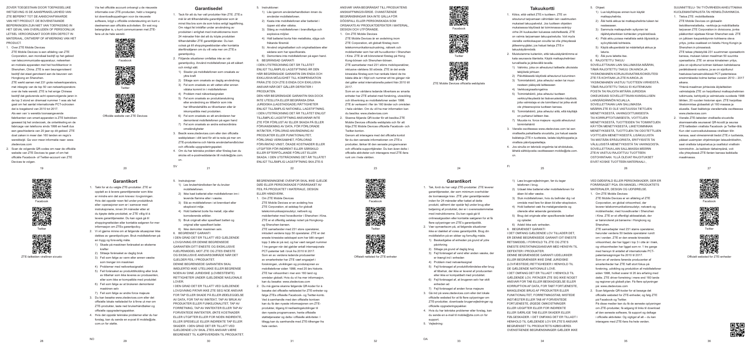ZOVER TOEGESTAAN DOOR TOEPASSELIJKE WETGEVING IS DE AANSPRAKELIJKHEID VAN ZTE BEPERKT TOT DE AANSCHAFWAARDE VAN HET PRODUCT. DE BOVENSTAANDE BEPERKINGEN ZIJN NIET VAN TOEPASSING IN HET GEVAL VAN OVERLIJDEN OF PERSOONLIJK LETSEL VEROORZAAKT DOOR EEN DEFECT IN MATERIAAL, ONTWERP OF AFWERKING VAN HET PRODUCT.

1. Over ZTE Mobile Devices

ZTE Mobile Devices is een afdeling van ZTE Corporation, een mondiaal bedrijf op het gebied van telecommunicatie-apparatuur, netwerken en mobiele apparaten met het hoofdkantoor in Shenzhen, China. ZTE is een beursgenoteerd bedrijf dat staat genoteerd aan de beurzen van Hongkong en Shenzhen.

ZTE werkt samen met 231 grote netwerkoperators, met inbegrip van de top 50 van netwerkoperators over de hele wereld. ZTE is het enige Chinese bedrijf dat gedurende acht opeenvolgende jaren in de top 3 stond en driemaal nummer 1 was als het gaat om het aantal internationale PCT-octrooien dat is toegekend van 2010 tot 2017.

Als een van 's werelds toonaangevende fabrikanten van smart-apparaten is ZTE betrokken geweest bij het onderzoek, de ontwikkeling en de fabricage van telefoons sinds 1998 en heeft dus een geschiedenis van 20 jaar op dit gebied. ZTE doet zaken in meer dan 160 landen en regio's wereldwijd. Ga voor meer informatie naar: www.ztedevices.com

2. Scan de volgende QR-codes om naar de officiële website van ZTE Devices te gaan of om het officiële Facebook- of Twitter-account van ZTE Devices te volgen.

Via het officiële account ontvangt u de nieuwste informatie over ZTE-producten, hebt u toegang tot downloadkoppelingen voor de nieuwste software, krijgt u officiële ondersteuning en kunt u deelnemen aan officiële activiteiten. En wat nog belangrijker is, u kunt communiceren met ZTE-fans uit de hele wereld.

Facebook

Twitter

Officiële website van ZTE Devices

## Garantisedel

1. Tack för att du har valt produkter från ZTE. ZTE:s mål är att tillhandahålla garantitjänster som är minst lika bra som de som krävs enligt lagstiftning. Om något fel inträffar under användning av produkten i enlighet med instruktionerna inom 24 månader från det att du köpte produkten tillhandahåller ZTE garantitjänster. Du kan också gå till shoppingwebbsidan eller kontakta återförsäljaren om du vill veta mer om ZTE:s garantipolicy.

2. Följande situationer omfattas inte av vår garantipolicy. Använd mobiltelefonen på ett säkert och rimligt sätt.
   1) Skador på mobiltelefonen som orsakats av yttre kraft
   2) Slitage som orsakats av daglig användning
   3) Fel som orsakats av att vatten eller annan vätska kommit in i mobiltelefonen
   4) Problem med nätverkssignalen
   5) Fel som orsakats av produktanslutning eller användning av tillbehör som inte har tillhandahållits av tillverkaren eller är inkompatibla med produkten
   6) Fel som orsakats av att användaren har demonterat mobiltelefonen på egen hand
   7) Fel som orsakats av andra extraordinära omständigheter

3. Besök www.ztedevices.com eller den officiella webbplatsen i ditt land för att ta reda på mer om ZTE-produkterna och hämta användarhandböcker och officiella uppgraderingspaket.

4. Om du har tekniska problem eller förslag kan du skicka ett e-postmeddelande till mobile@zte.com.cn.

5. Instruktioner:
   1) Läs igenom användarhandboken innan du använder mobiltelefonen.
   2) Kasta inte mobiltelefonen eller batteriet i öppen eld eller vätska.
   3) Stäng av mobiltelefonen i brandfarliga och explosiva miljöer.
   4) Håll batteriet borta från metallsaks, oljiga och frätande föremål.
   5) Använd originalbatteri och originalladdare eller sådana som har specificerats.
   6) Demontera inte mobiltelefonen på egen hand.

6. BEGRÄNSAD GARANTI

I DEN UTSTRÄCKNING DET ÄR TILLÅTET ENLIGT TILLÄMPLIG LAGSTIFTNING ÄR DEN HÄR BEGRÄNSADE GARANTIN DIN ENDA OCH EXKLUSIVA MÖJLIGHET TILL KOMPENSATION FRÅN ZTE OCH ZTE:S ENDA OCH EXKLUSIVA ANSVAR NÄR DET GÄLLER DEFEKTER I PRODUKTEN.

DEN HÄR BEGRÄNSADE GARANTIN SKA DOCK INTE UTESLUTA ELLER BEGRÄNSA DINA JURIDISKA (LAGSTADGADE) RÄTTIGHETER ENLIGT TILLÄMPLIG NATIONELL LAGSTIFTNING. I DEN UTSTRÄCKNING DET ÄR TILLÅTET ENLIGT TILLÄMPLIG LAGSTIFTNING ANSVARAR INTE ZTE FÖR FÖRLUST AV ELLER SKADA PÅ ELLER FÖRVANSKNING AV DATA, FÖR FÖRLORADE INTÄKTER, FÖRLORAD ANVÄNDNING AV PRODUKTER ELLER FUNKTIONALITET, FÖRLORAD VERKSAMHET, FÖRLORAD FÖRVÄNTAD VINST, ÖKADE KOSTNADER ELLER UTGIFTER FÖR INDIREKT ELLER SÄRSKILD ELLER EFTERFÖLJANDE FÖRLUST ELLER SKADA. I DEN UTSTRÄCKNING DET ÄR TILLÅTET ENLIGT TILLÄMPLIG LAGSTIFTNING SKA ZTE:S ANSVAR VARA BEGRÄNSAT TILL PRODUKTENS ANSKAFFNINGSVÄRDE. OVANSTÅENDE BEGRÄNSNINGAR SKA INTE GÄLLA FÖR DÖDSFALL ELLER PERSONSKADA SOM ORSAKATS AV PRODUKTDEFEKTER I MATERIAL, DESIGN OCH UTFÖRANDE.

1. Om ZTE Mobile Devices

ZTE Mobile Devices är en avdelning inom ZTE Corporation, ett globalt företag inom telekommunikationsutrustning, nätverk och mobilenheter som har sitt huvudkontor i Shenzhen i Kina. ZTE är ett börsnoterat företag på Hong Kong-börsen och Shenzhen-börsen.

ZTE samarbetar med 231 större mobiloperatörer, inklusive världens 50 största. ZTE är det enda kinesiska företag som har rankats bland de tre bästa åtta år i följd och nummer ett tre gånger när det gäller antal internationella patent från 2010 till 2017.

Som en av världens ledande tillverkare av smarta enheter har ZTE arbetat med forskning, utveckling och tillverkning av mobiltelefoner sedan 1998. ZTE är verksamt i fler än 160 länder och områden i hela världen. Om du vill ha mer information kan du besöka: www.ztedevices.com

2. Skanna följande QR-koder för att besöka ZTE Mobile Devices officiella webbplats och för att följa ZTE Mobile Devices officiella Facebook- och Twitter-konton.

Genom att interagera med det officiella kontot får du den senaste informationen om ZTE:s produkter, länkar till den senaste programvaran och officiella supporttjänster. Du kan även delta i officiella aktiviteter och interagera med ZTE-fans runt om i hela världen.

Facebook

Twitter

ZTE Mobile Devices officiella webbplats

## Takuukortti

1. Kiitos, että valitsit ZTE:n tuotteen. ZTE on sitoutunut tarjoamaan vähintään lain vaatimusten mukaiset takuupalvelut. Jos tuotteen ohjeiden mukaisessa käytössä ilmenee vikaa 24 kuukauden kuluessa ostohetkestä, ZTE on valmis tarjoamaan takuupalveluita. Voit myös vierailla verkkokaupan sivuilla tai ottaa yhteyttä jälleenmyyjään, jos haluat tietoja ZTE:n takuukäytännöstä.

2. Muistutamme kuitenkin, että takuukäytäntömme ei kata seuraavia tilanteita. Käytä matkapuhelintasi turvallisesti ja järkevällä tavalla.
   1) Vahinko, joka on aiheutunut laitteelle ulkoisista tekijöistä johtuen
   2) Päivittäisestä käytöstä aiheutunut kuluminen
   3) Toimintahäiriö, joka aiheutui veden tai muun nesteen pääsystä laitteeseen
   4) Verkkosignaaliongelma
   5) Toimintahäiriö, joka aiheutui tuotteen verkkoyhteydestä tai lisävarusteiden käytöstä, joita valmistaja ei ole toimittanut tai jotka eivät ole yhteensopivia tuotteen kanssa.
   6) Toimintahäiriö, joka aiheutui siitä, että käyttäjä on purkanut laitteen itse.
   7) Muusta ns. force majeure -syystä aiheutunut toimintahäiriö

3. Vieraile osoitteessa www.ztedevices.com tai virallisella paikallisella sivustolla, jos haluat saada lisätietoja ZTE:n tuotteista, ladata käyttöoppaita ja virallisia päivityspaketteja.

4. Jos sinulla on teknisiä ongelmia tai ehdotuksia, lähetä sähköpostia osoitteeseen mobile@zte.com.cn.

5. Ohjeet:
   1) Lue käyttöopas ennen kuin käytät matkapuhelinta.
   2) Älä heitä akkua tai matkapuhelinta tuleen tai nesteeseen.
   3) Sammuta matkapuhelin syttyvissä tai räjähdysherkissä kohteiden ympäristössä.
   4) Pidä akku poissa metallista sekä öljyisistä ja syövyttävistä kohteista.
   5) Käytä alkuperäistä tai määritettyä akkua ja laturia.
   6) Älä pura laitetta itse.

6. RAJOITETTU TAKUU

SOVELLETTAVAN LAIN SALLIMASSA MÄÄRIN, TÄMÄ RAJOITETTU TAKUU ON AINOA JA YKSINOMAINEN KORJAUSVAATIMUSOIKEUTESI ZTE:TÄ KOHTAAN JA ZTE:N AINOA JA YKSINOMAINEN VASTUU TUOTTEEN VIRHEISTÄ. TÄMÄ RAJOITETTU TAKUU EI KUITENKAAN POISTA TAI RAJOITA MITÄÄN JURIDISIA OIKEUKSIASI SOVELLETTAVAN KANSALLISEN LAINSÄÄDÄNNÖN NOJALLA. SOVELLETTAVAN LAIN SALLIMASSA MÄÄRIN ZTE EI OLE VASTUUSSA TIETOJEN MENETYKSESTÄ, VAHINGOITTUMISESTA TAI KORRUPTOITUMISESTA, VOITTOJEN MENETYKSESTÄ, TUOTTEIDEN TAI TOIMINTOJEN KÄYTÖN MENETYKSESTÄ, LIIKETOIMINNAN MENETYKSESTÄ, SOPIMUSTEN TAI ODOTETTUJEN VOITTOJEN MENETYKSESTÄ, LISÄKULUISTA TAI MISTÄÄN EPÄSUORISTA, ERITYISISTÄ TAI VÄLILLISISTÄ MENETYKSISTÄ TAI VAHINGOISTA. SOVELLETTAVAN LAIN SALLIMASSA MÄÄRIN ZTE:N VASTUU RAJOITTUU TUOTTEEN OSTOHINTAAN. YLLÄ OLEVAT RAJOITUKSET EIVÄT KOSKE TUOTTEEN MATERIAALI-, SUUNNITTELU- TAI TYÖVIRHEEN AIHEUTTAMAA KUOLEMANTAPAUSTA TAI HENKILÖVAHINKOA.

1. Tietoa ZTE: mobiililaitteista

ZTE Mobile Devices on globaalin tietoliikennelaitteita, -verkkoja ja mobiililaitteita tarjoavan ZTE Corporation:in divisioona, jonka pääkonttori sijaitsee Kiinan Shenzhen issä. ZTE on julkisen kaupankäynnin kohteena oleva yritys, jonka osakkeet on listattu Hong Kongin ja Shenzhen:in pörsseissä.

ZTE tekee yhteistyötä 231 suurimman operaattorin kanssa, mukaan lukien maailman 50 suurinta operaattoria. ZTE on ainoa kiinalainen yritys, joka on sijoittunut kolmen kärkeen kahdeksana peräkkäisenä vuotena, ja se on sijoittunut hastuissa kansainvälisissä PCT-patenteissa ensimmäiseksi kolme kertaa vuosien 2010 – 2017 aikana.

Yhtenä maailman johtavista älylaitteiden valmistajista ZTE on harjoittanut matkapuhelimien tutkimusta, kehitystä ja valmistusta vuodesta 1998 lähtien, 20 vuoden historian ajan. ZTE harjoittaa liiketoimintaa globaalisti yli 160 maassa ja alueella. Saat lisätietoja osoitteesta www.ztedevices.com

2. Vieraile ZTE-laitteiden virallisella sivustolla skannaamalla seuraavat QR-koodit ja seuraa ZTE-laitteiden virallisia Facebook- ja Twitter-tilejä.

Kun olet vuorovaikutuksessa virallisen tilin kanssa, saat viimeisimmät tiedot ZTE:n tuotteista, pääset uusimpien ohjelmistojen latauslinkkeihin, saat virallista tukipalvelua ja osallistut virallisiin toimintoihin. Ja kaikkein tärkeimpänä, voit olla yhteydessä ZTE-fanien kanssa kaikkialla maailmassa.

Facebook

Twitter

ZTE-laitteiden virallinen sivusto

## Garantikort

1. Takk for at du valgte ZTE-produkter. ZTE er opptatt av å levere garantitjenester som ikke er mindre enn det som kreves i lovgivningen. Hvis det oppstår noen feil under produktbruk eller -operasjoner som er i samsvar med instruksjonene, innen 24 måneder etter at du kjøpte dette produktet, er ZTE villig til å levere garantitjenester. Du kan også gå til shoppingnettsiden eller kontakte selgeren for mer informasjon om ZTEs garantipolicy.

2. Vi vil gjerne minne om at følgende situasjoner ikke dekkes av garantipolicyen. Bruk mobiltelefonen på en trygg og fornuftig måte.
   1) Skade på maskinen forårsaket av eksterne krefter
   2) Slitasje forårsaket av daglig bruk
   3) Feil som følge av vann eller annen væske som trenger inn maskinen
   4) Problemer med nettverkssignalet
   5) Feil forårsaket av produkttilkobling eller bruk av tilbehør som ikke leveres av produsenten, eller som ikke er kompatible med produktet
   6) Feil som følge av at brukeren demonterer maskinen selv
   7) Feil som følge av andre force majeure

3. Du kan besøke www.ztedevices.com eller det offisielle lokale nettstedet for å finne ut mer om ZTE-produkter, laste ned brukerhåndbøker og offisielle oppgraderingspakker.

4. Hvis det oppstår tekniske problemer eller du har forslag, kan du sende en e-post til mobile@zte.com.cn for støtte.

5. Instruksjoner:
   1) Les brukerhåndboken før du bruker mobiltelefonen.
   2) Ikke kast batteriet eller mobiltelefonen inn i levende flamme eller i væske.
   3) Slå av mobiltelefonen i et brennbart eller eksplosivt miljø.
   4) Hold batteriet borte fra metall, olje eller korroderende artikler.
   5) Bruk originalt eller spesifisert batteri og original eller spesifisert lader.
   6) Ikke demonter maskinen selv.

6. BEGRENSET GARANTI

I DEN GRAD DET ER TILLATT VED GJELDENDE LOVGIVNING ER DENNE BEGRENSEDE GARANTIEN DITT ENESTE OG EKSKLUSIVE HJELPEMIDDEL MOT ZTE OG ZTES ENESTE OG EKSKLUSIVE ANSVARSOMRÅDE NÅR DET GJELDER FEIL I PRODUKTET.

DENNE BEGRENSEDE GARANTIEN SKAL IMIDLERTID IKKE UTELUKKE ELLER BEGRENSE NOEN AV DINE JURIDISKE (LOVBESTEMTE) RETTIGHETER UNDER GJELDENDE NASJONALE LOVER.

I DEN GRAD DET ER TILLATT VED GJELDENDE LOVGIVNING PÅTAR IKKE ZTE SEG NOE ANSVAR FOR TAP ELLER SKADE PÅ ELLER ØDELEGGELSE AV DATA, FOR TAP AV INNTEKT, TAP AV BRUK AV PRODUKTER ELLER FUNKSJONALITET, TAP AV FORRETNING, TAP AV INNTEKTER ELLER TAP AV FORVENTEDE INNTEKTER, ØKTE KOSTNADER ELLER UTGIFTER ELLER FOR NOEN INDIREKTE, ELLER SPESIELLE ELLER INDIREKTE TAP ELLER SKADER. I DEN GRAD DET ER TILLATT VED GJELDENDE LOV SKAL ZTES ANSVAR VÆRE BEGRENSET TIL KJØPSVERDIEN TIL PRODUKTET. BEGRENSNINGENE OVENFOR SKAL IKKE GJELDE DØD ELLER PERSONSKADE FORÅRSAKET AV FEIL PÅ PRODUKTET I MATERIALE, DESIGN ELLER HÅNDVERK.

1. Om ZTE Mobile Devices

ZTE Mobile Devices er en avdeling hos ZTE Corporation, et selskap for globalt telekommunikasjonsutstyr, nettverk og mobilenheter med hovedkontor i Shenzhen i Kina. ZTE er et offentlig selskap notert på Hongkong- og Shenzhen-børsen.

ZTE samarbeider med 231 store operatører, inkludert verdens topp 50 operatører. ZTE er det eneste kinesiske selskapet som har blitt rangert topp 3 åtte år på rad, og har vært rangert nummer 1 tre ganger når det gjelder antall internasjonale PCT-patenter tatt i bruk fra 2010 til 2017.

Som en av verdens ledende produsenter av smartenheter har ZTE vært engasjert i forskningen, utviklingen og produksjonen av mobiltelefoner siden 1998, med 20 års historie. ZTE har virksomhet i mer enn 160 land og områder globalt. Hvis du vil ha mer informasjon, kan du besøke: www.ztedevices.com

2. Du må gjerne skanne følgende QR-koder for å besøke det offisielle nettstedet for ZTE-enheter og følge ZTEs offisielle Facebook- og Twitter-konto.

Ved å samhandle med den offisielle kontoen kan du få den nyeste informasjonen om ZTE-produkter, tilgang til nedlastingskoblinger til den nyeste programvaren, hente offisielle støttetjenester og delta i offisielle aktiviteter. I tillegg kan du samhandle med ZTE-tilhenger fra hele verden.

Facebook

Twitter

Offisielt nettsted for ZTE-enheter

## Garantikort

1. Tak, fordi du har valgt ZTE-produkter. ZTE leverer garantitjenester, der som minimum overholder de lovmæssige krav. ZTE yder garantitjenester inden for 24 måneder efter købet af dette produkt, såfremt der opstår fejl under brug eller betjening af produktet, der er i overensstemmelse med instruktionerne. Du kan også gå til onlinesalgssiden eller kontakte sælgeren for at få flere oplysninger om ZTE's garantipolitik.

2. Vær opmærksom på, at følgende situationer ikke er dækket af vores garantipolitik. Brug din mobiltelefon på en sikker og fornuftig måde.
   1) Beskadigelse af enheden på grund af ydre påvirkning
   2) Slitage på grund af daglig brug
   3) Fejl forårsaget af vand eller anden væske, der er trængt ind i enheden
   4) Problem med netværkssignal
   5) Fejl forårsaget af produktforbindelse eller brug af tilbehør, der ikke er leveret af producenten eller ikke er kompatibelt med produktet.
   6) Fejl forårsaget af, at brugeren selv har skilt enheden ad
   7) Fejl forårsaget af anden force majeure

3. Gå ind på www.ztedevices.com eller det lokale officielle websted for at få flere oplysninger om ZTE-produkter, downloade brugervejledninger og officielle opgraderingspakker.

4. Hvis du har tekniske problemer eller forslag, kan du sende en e-mail til mobile@zte.com.cn for support.

5. Vejledning:
   1) Læs brugervejledningen, før du tager telefonen i brug.
   2) Udsæt ikke batteriet eller mobiltelefonen for åben ild eller væske.
   3) Sluk mobiltelefonen, hvis du befinder dig i et område med fare for åben ild eller eksplosion.
   4) Hold batteriet væk fra metalgenstande og olierede eller ætsende genstande.
   5) Brug det originale eller specificerede batteri og oplader.
   6) Adskil ikke selv enheden.

6. BEGRÆNSET GARANTI

I DET OMFANG GÆLDENDE LOV TILLADER DET, ER DENNE BEGRÆNSEDE GARANTI DIT ENESTE RETSMIDDEL I FORHOLD TIL ZTE OG ZTE'S ENESTE ERSTATNINGSANSVAR MED HENSYN TIL DEFEKTER I PRODUKTER.

DENNE BEGRÆNSEDE GARANTI UDELUKKER ELLER BEGRÆNSER IKKE DINE JURIDISKE (LOVFÆSTEDE) RETTIGHEDER I HENHOLD TIL DE GÆLDENDE NATIONALE LOVE.

I DET OMFANG DET ER TILLADT I HENHOLD TIL GÆLDENDE LOV, PÅTAGER ZTE SIG IKKE NOGET ANSVAR FOR TAB ELLER BESKADIGELSE ELLER KORRUPTION AF DATA, FOR TABT FORTJENESTE, MANGLENDE BRUG AF PRODUKTER ELLER FUNKTIONALITET, FORRETNINGSTAB, MISTEDE INDTÆGTER ELLER TAB AF FORVENTEDE FORTJENESTE, ØGEDE OMKOSTNINGER ELLER UDGIFTER ELLER FOR INDIREKTE ELLER SÆRLIGE TAB ELLER SKADER ELLER FØLGESKADER. I DET OMFANG DET ER TILLADT I HENHOLD TIL GÆLDENDE LOV ER ZTE'S ANSVAR BEGRÆNSET TIL PRODUKTETS KØBSVÆRDI. OVENSTÅENDE BEGRÆNSNINGER GÆLDER IKKE VED DØDSFALD ELLER PERSONSKADER, DER ER FORÅRSAGET PGA. EN MANGEL I PRODUKTETS MATERIALER, DESIGN OG UDFØRELSE.

1. Om ZTE Mobile Devices

ZTE Mobile Devices er en afdeling af ZTE Corporation, en global virksomhed, der leverer telekommunikationsudstyr, netværk og mobilenheder, med hovedkvarter i Shenzhen i Kina. ZTE er et offentligt aktieselskab, der er børsnoteret på børserne i Hongkong og Shenzhen.

ZTE samarbejder med 231 større operatører, herunder verdens 50 bedste operatører rundt om i verden. ZTE er den eneste kinesiske virksomhed, der har ligget i top 3 i otte år i træk, og virksomheden har ligget som nr. 1 tre gange med hensyn til antallet af internationale PCT-patentansøgninger fra 2010 til 2017.

Som en af verdens førende producenter af smartenheder har ZTE haft stort fokus på forskning, udvikling og produktion af mobiltelefoner siden 1998, hvilket svarer til 20 års erfaring med dette. ZTE driver forretning i mere end 160 lande og regioner på globalt plan. Få flere oplysninger på: www.ztedevices.com

2. Scan følgende QR-koder for at besøge det officielle websted for ZTE-enheder, og følg ZTE på Facebook og Twitter.

På disse medier kan du få de seneste oplysninger om ZTE-produkter, få adgang til links til download af den seneste software, få support og deltage i officielle aktiviteter. Og vigtigst af alt – du kan interagere med ZTE-fans fra hele verden.

Facebook

Twitter

Officielt websted for ZTE-enheder